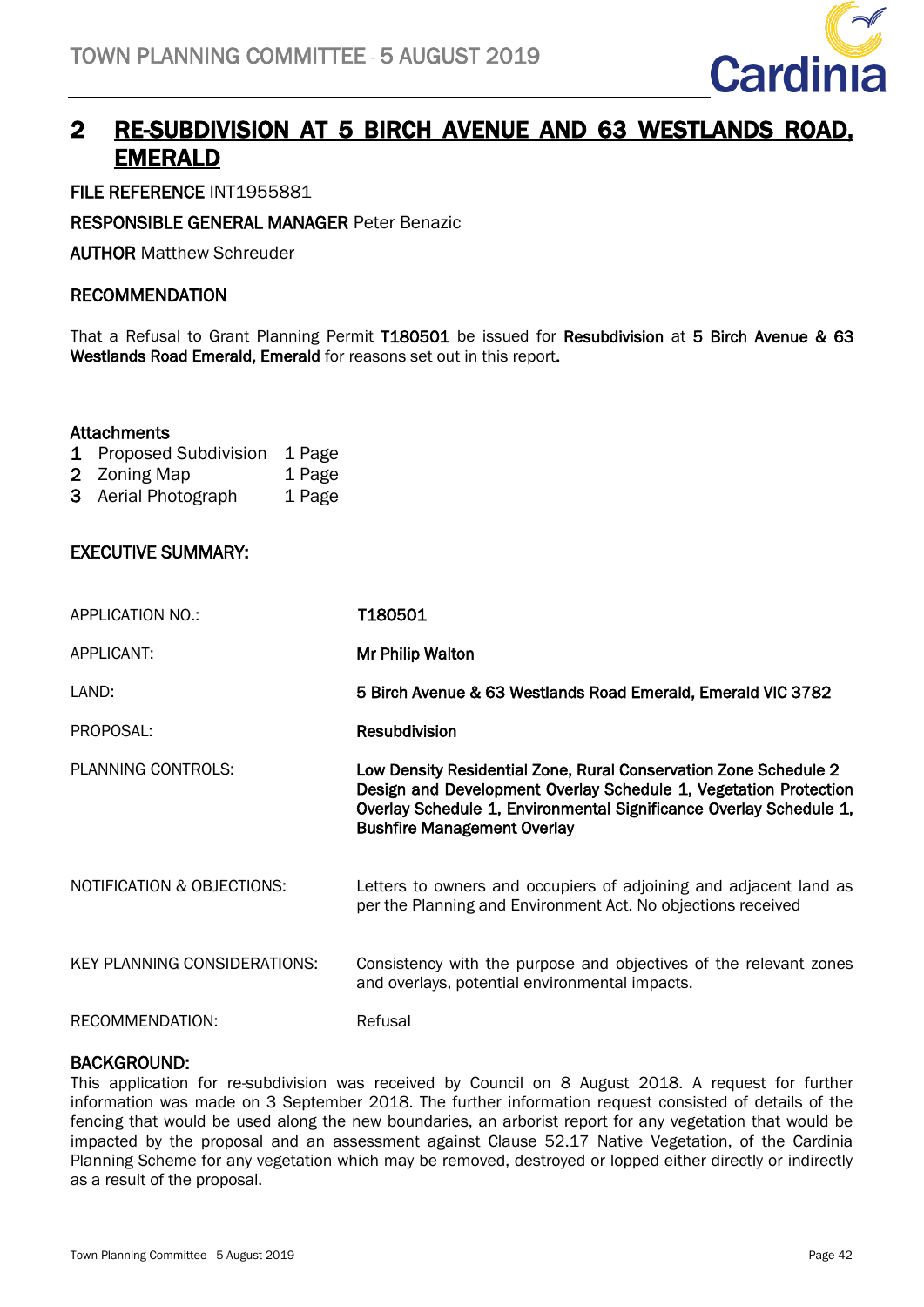# 2 RE-SUBDIVISION AT 5 BIRCH AVENUE AND 63 WESTLANDS ROAD, EMERALD

**FILE REFERENCE** INT1955881

**RESPONSIBLE GENERAL MANAGER** Peter Benazic

**AUTHOR** Matthew Schreuder

## RECOMMENDATION

That a Refusal to Grant Planning Permit **T180501** be issued for **Resubdivision** at **5 Birch Avenue & 63 Westlands Road Emerald, Emerald** for reasons set out in this report.

**Attachments**

1. Proposed Subdivision — 1 Page
2. Zoning Map — 1 Page
3. Aerial Photograph — 1 Page

## EXECUTIVE SUMMARY:

| | |
|---|---|
| APPLICATION NO.: | **T180501** |
| APPLICANT: | **Mr Philip Walton** |
| LAND: | **5 Birch Avenue & 63 Westlands Road Emerald, Emerald VIC 3782** |
| PROPOSAL: | **Resubdivision** |
| PLANNING CONTROLS: | **Low Density Residential Zone, Rural Conservation Zone Schedule 2 Design and Development Overlay Schedule 1, Vegetation Protection Overlay Schedule 1, Environmental Significance Overlay Schedule 1, Bushfire Management Overlay** |
| NOTIFICATION & OBJECTIONS: | Letters to owners and occupiers of adjoining and adjacent land as per the Planning and Environment Act. No objections received |
| KEY PLANNING CONSIDERATIONS: | Consistency with the purpose and objectives of the relevant zones and overlays, potential environmental impacts. |
| RECOMMENDATION: | Refusal |

## BACKGROUND:

This application for re-subdivision was received by Council on 8 August 2018. A request for further information was made on 3 September 2018. The further information request consisted of details of the fencing that would be used along the new boundaries, an arborist report for any vegetation that would be impacted by the proposal and an assessment against Clause 52.17 Native Vegetation, of the Cardinia Planning Scheme for any vegetation which may be removed, destroyed or lopped either directly or indirectly as a result of the proposal.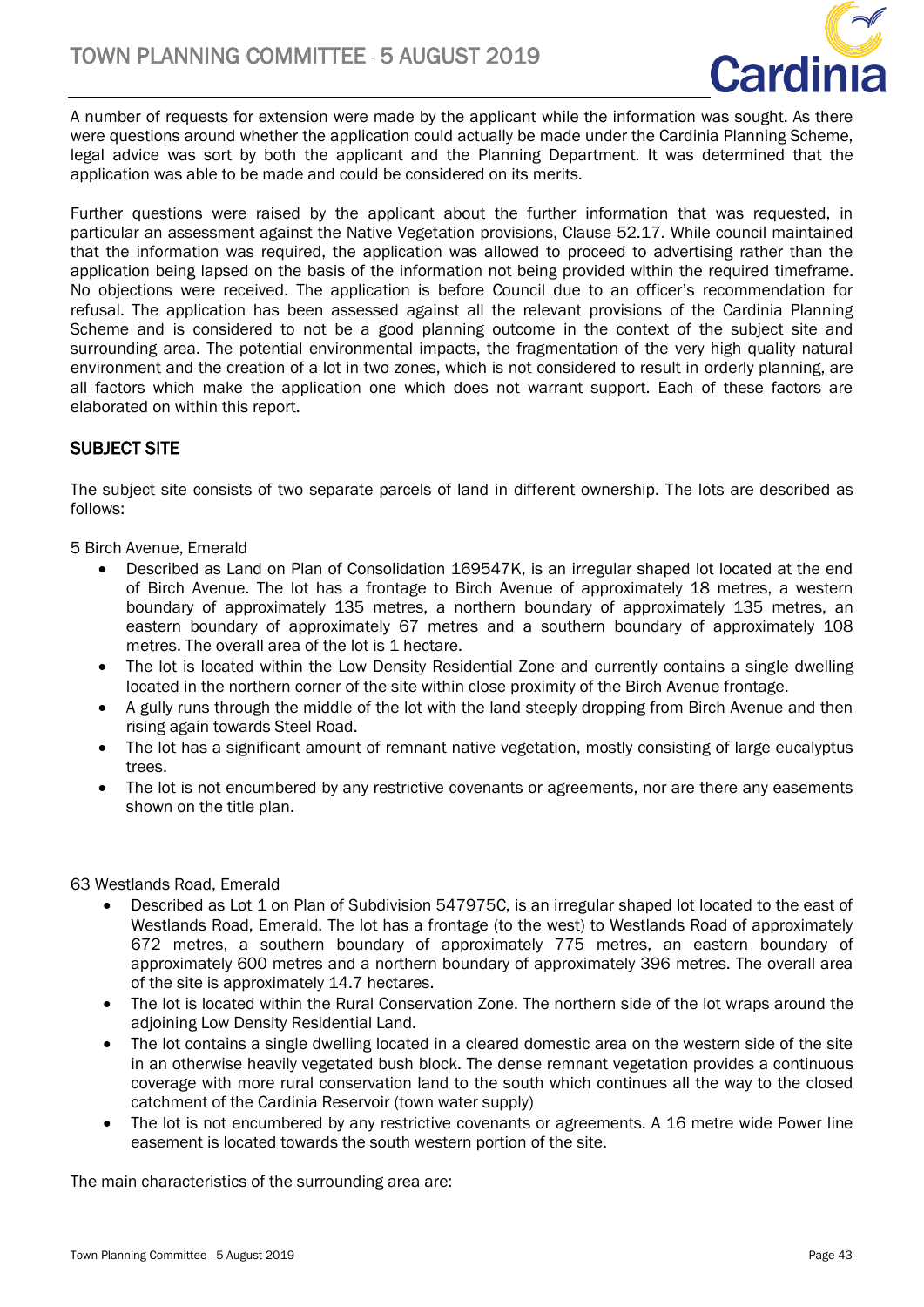A number of requests for extension were made by the applicant while the information was sought. As there were questions around whether the application could actually be made under the Cardinia Planning Scheme, legal advice was sort by both the applicant and the Planning Department. It was determined that the application was able to be made and could be considered on its merits.

Further questions were raised by the applicant about the further information that was requested, in particular an assessment against the Native Vegetation provisions, Clause 52.17. While council maintained that the information was required, the application was allowed to proceed to advertising rather than the application being lapsed on the basis of the information not being provided within the required timeframe. No objections were received. The application is before Council due to an officer's recommendation for refusal. The application has been assessed against all the relevant provisions of the Cardinia Planning Scheme and is considered to not be a good planning outcome in the context of the subject site and surrounding area. The potential environmental impacts, the fragmentation of the very high quality natural environment and the creation of a lot in two zones, which is not considered to result in orderly planning, are all factors which make the application one which does not warrant support. Each of these factors are elaborated on within this report.

## SUBJECT SITE

The subject site consists of two separate parcels of land in different ownership. The lots are described as follows:

5 Birch Avenue, Emerald

- Described as Land on Plan of Consolidation 169547K, is an irregular shaped lot located at the end of Birch Avenue. The lot has a frontage to Birch Avenue of approximately 18 metres, a western boundary of approximately 135 metres, a northern boundary of approximately 135 metres, an eastern boundary of approximately 67 metres and a southern boundary of approximately 108 metres. The overall area of the lot is 1 hectare.
- The lot is located within the Low Density Residential Zone and currently contains a single dwelling located in the northern corner of the site within close proximity of the Birch Avenue frontage.
- A gully runs through the middle of the lot with the land steeply dropping from Birch Avenue and then rising again towards Steel Road.
- The lot has a significant amount of remnant native vegetation, mostly consisting of large eucalyptus trees.
- The lot is not encumbered by any restrictive covenants or agreements, nor are there any easements shown on the title plan.

63 Westlands Road, Emerald

- Described as Lot 1 on Plan of Subdivision 547975C, is an irregular shaped lot located to the east of Westlands Road, Emerald. The lot has a frontage (to the west) to Westlands Road of approximately 672 metres, a southern boundary of approximately 775 metres, an eastern boundary of approximately 600 metres and a northern boundary of approximately 396 metres. The overall area of the site is approximately 14.7 hectares.
- The lot is located within the Rural Conservation Zone. The northern side of the lot wraps around the adjoining Low Density Residential Land.
- The lot contains a single dwelling located in a cleared domestic area on the western side of the site in an otherwise heavily vegetated bush block. The dense remnant vegetation provides a continuous coverage with more rural conservation land to the south which continues all the way to the closed catchment of the Cardinia Reservoir (town water supply)
- The lot is not encumbered by any restrictive covenants or agreements. A 16 metre wide Power line easement is located towards the south western portion of the site.

The main characteristics of the surrounding area are: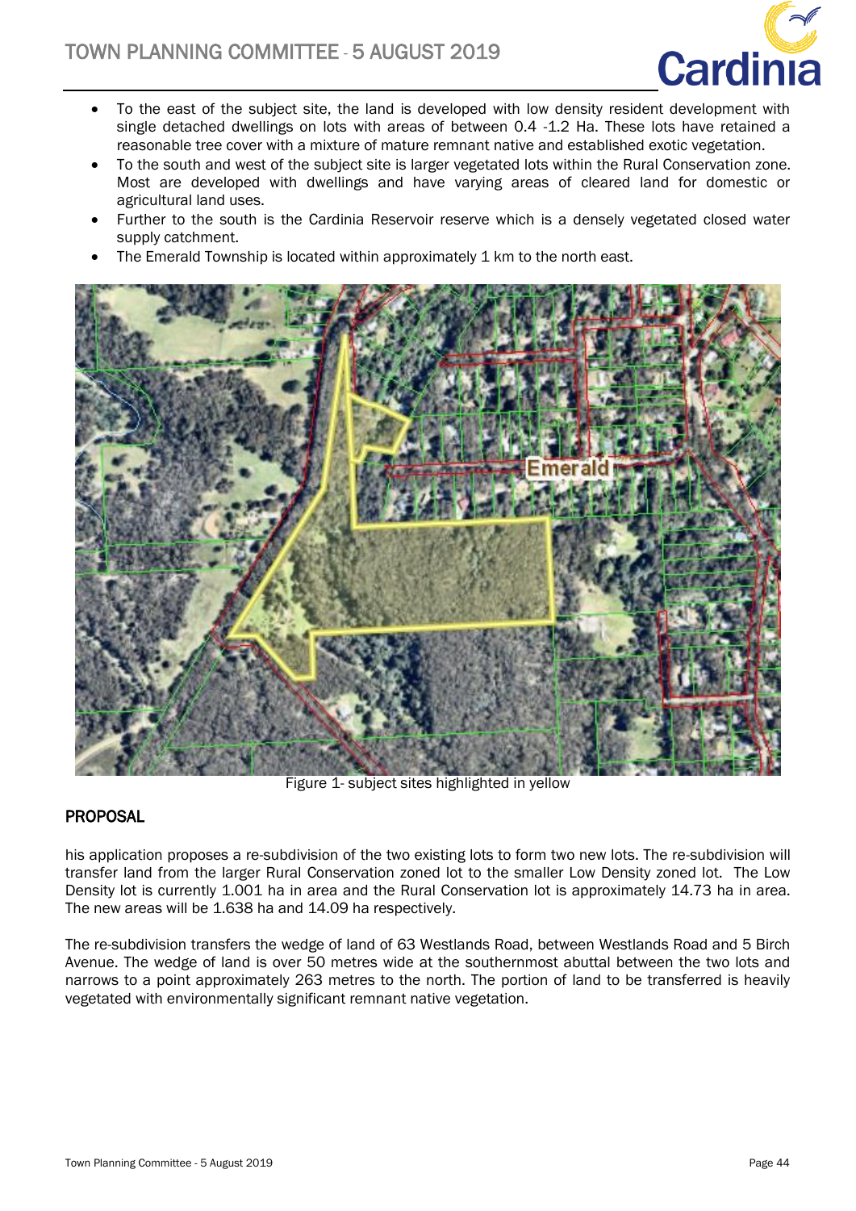- To the east of the subject site, the land is developed with low density resident development with single detached dwellings on lots with areas of between 0.4 -1.2 Ha. These lots have retained a reasonable tree cover with a mixture of mature remnant native and established exotic vegetation.
- To the south and west of the subject site is larger vegetated lots within the Rural Conservation zone. Most are developed with dwellings and have varying areas of cleared land for domestic or agricultural land uses.
- Further to the south is the Cardinia Reservoir reserve which is a densely vegetated closed water supply catchment.
- The Emerald Township is located within approximately 1 km to the north east.

Figure 1- subject sites highlighted in yellow

## PROPOSAL

his application proposes a re-subdivision of the two existing lots to form two new lots. The re-subdivision will transfer land from the larger Rural Conservation zoned lot to the smaller Low Density zoned lot. The Low Density lot is currently 1.001 ha in area and the Rural Conservation lot is approximately 14.73 ha in area. The new areas will be 1.638 ha and 14.09 ha respectively.

The re-subdivision transfers the wedge of land of 63 Westlands Road, between Westlands Road and 5 Birch Avenue. The wedge of land is over 50 metres wide at the southernmost abuttal between the two lots and narrows to a point approximately 263 metres to the north. The portion of land to be transferred is heavily vegetated with environmentally significant remnant native vegetation.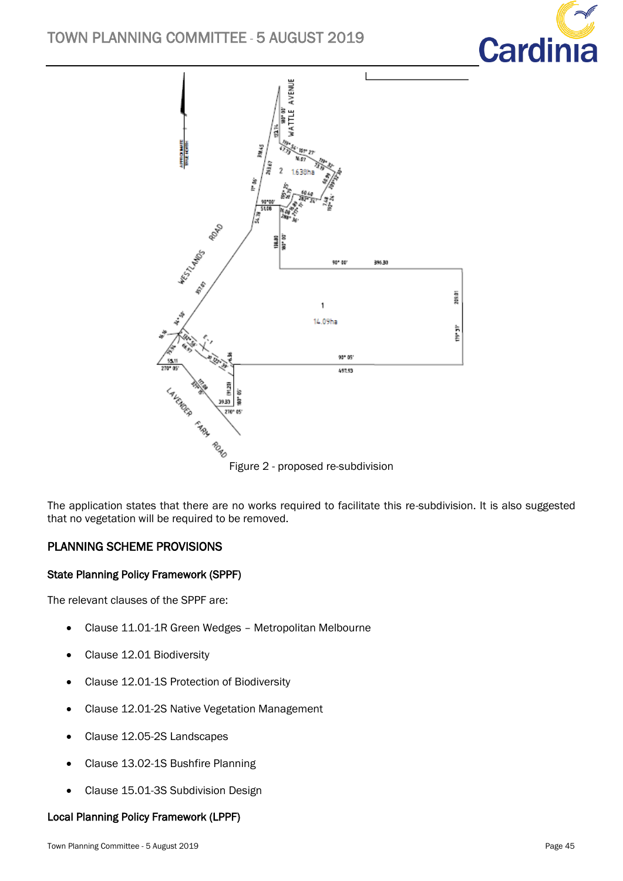Figure 2 - proposed re-subdivision

The application states that there are no works required to facilitate this re-subdivision. It is also suggested that no vegetation will be required to be removed.

## PLANNING SCHEME PROVISIONS

### State Planning Policy Framework (SPPF)

The relevant clauses of the SPPF are:

- Clause 11.01-1R Green Wedges – Metropolitan Melbourne
- Clause 12.01 Biodiversity
- Clause 12.01-1S Protection of Biodiversity
- Clause 12.01-2S Native Vegetation Management
- Clause 12.05-2S Landscapes
- Clause 13.02-1S Bushfire Planning
- Clause 15.01-3S Subdivision Design

### Local Planning Policy Framework (LPPF)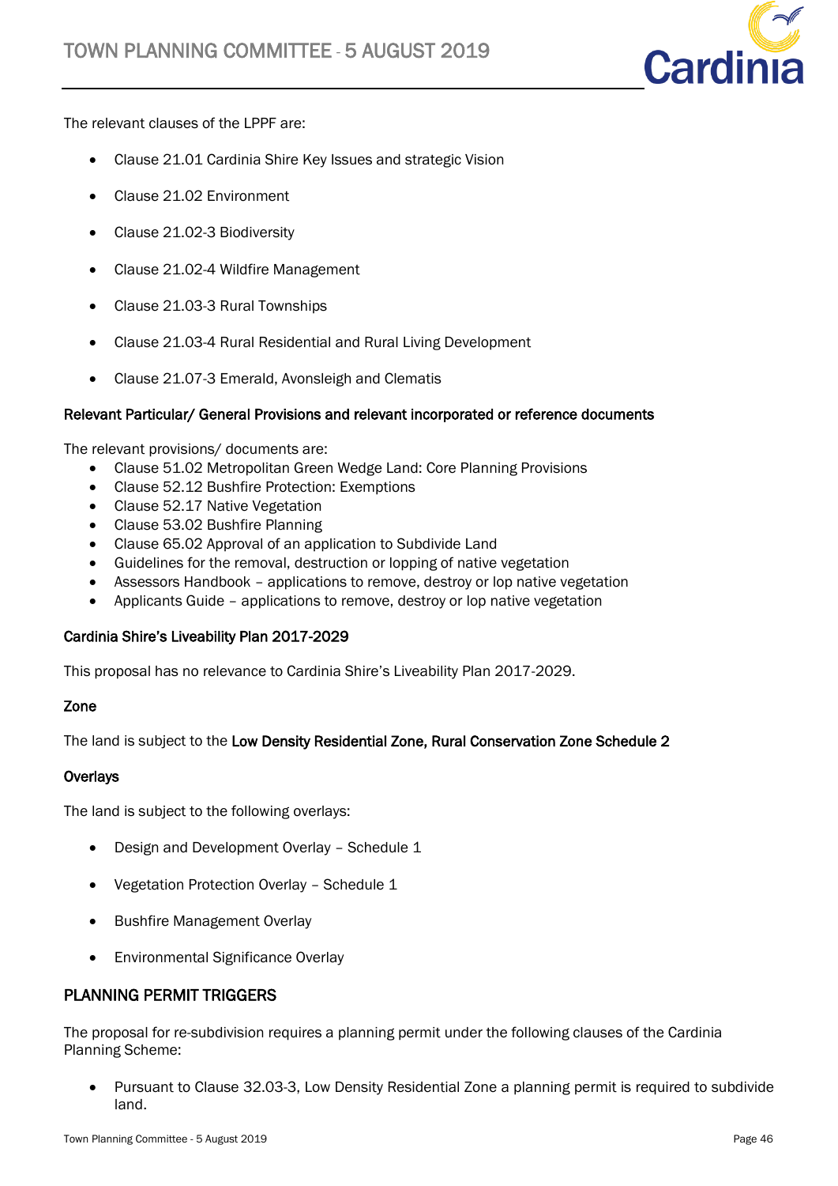The relevant clauses of the LPPF are:

- Clause 21.01 Cardinia Shire Key Issues and strategic Vision
- Clause 21.02 Environment
- Clause 21.02-3 Biodiversity
- Clause 21.02-4 Wildfire Management
- Clause 21.03-3 Rural Townships
- Clause 21.03-4 Rural Residential and Rural Living Development
- Clause 21.07-3 Emerald, Avonsleigh and Clematis

**Relevant Particular/ General Provisions and relevant incorporated or reference documents**

The relevant provisions/ documents are:

- Clause 51.02 Metropolitan Green Wedge Land: Core Planning Provisions
- Clause 52.12 Bushfire Protection: Exemptions
- Clause 52.17 Native Vegetation
- Clause 53.02 Bushfire Planning
- Clause 65.02 Approval of an application to Subdivide Land
- Guidelines for the removal, destruction or lopping of native vegetation
- Assessors Handbook – applications to remove, destroy or lop native vegetation
- Applicants Guide – applications to remove, destroy or lop native vegetation

**Cardinia Shire's Liveability Plan 2017-2029**

This proposal has no relevance to Cardinia Shire's Liveability Plan 2017-2029.

**Zone**

The land is subject to the **Low Density Residential Zone, Rural Conservation Zone Schedule 2**

**Overlays**

The land is subject to the following overlays:

- Design and Development Overlay – Schedule 1
- Vegetation Protection Overlay – Schedule 1
- Bushfire Management Overlay
- Environmental Significance Overlay

## PLANNING PERMIT TRIGGERS

The proposal for re-subdivision requires a planning permit under the following clauses of the Cardinia Planning Scheme:

- Pursuant to Clause 32.03-3, Low Density Residential Zone a planning permit is required to subdivide land.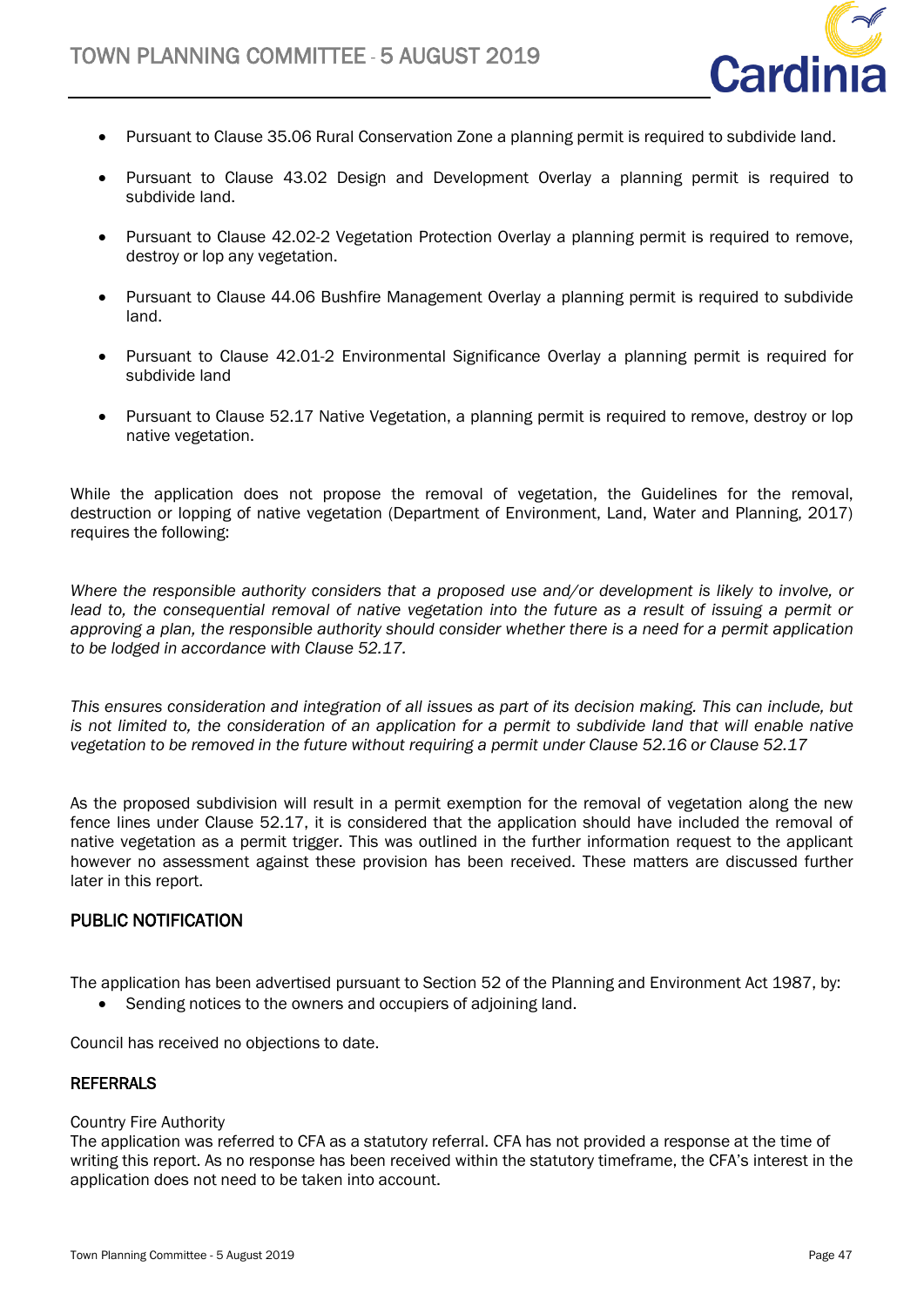- Pursuant to Clause 35.06 Rural Conservation Zone a planning permit is required to subdivide land.
- Pursuant to Clause 43.02 Design and Development Overlay a planning permit is required to subdivide land.
- Pursuant to Clause 42.02-2 Vegetation Protection Overlay a planning permit is required to remove, destroy or lop any vegetation.
- Pursuant to Clause 44.06 Bushfire Management Overlay a planning permit is required to subdivide land.
- Pursuant to Clause 42.01-2 Environmental Significance Overlay a planning permit is required for subdivide land
- Pursuant to Clause 52.17 Native Vegetation, a planning permit is required to remove, destroy or lop native vegetation.

While the application does not propose the removal of vegetation, the Guidelines for the removal, destruction or lopping of native vegetation (Department of Environment, Land, Water and Planning, 2017) requires the following:

*Where the responsible authority considers that a proposed use and/or development is likely to involve, or lead to, the consequential removal of native vegetation into the future as a result of issuing a permit or approving a plan, the responsible authority should consider whether there is a need for a permit application to be lodged in accordance with Clause 52.17.*

*This ensures consideration and integration of all issues as part of its decision making. This can include, but is not limited to, the consideration of an application for a permit to subdivide land that will enable native vegetation to be removed in the future without requiring a permit under Clause 52.16 or Clause 52.17*

As the proposed subdivision will result in a permit exemption for the removal of vegetation along the new fence lines under Clause 52.17, it is considered that the application should have included the removal of native vegetation as a permit trigger. This was outlined in the further information request to the applicant however no assessment against these provision has been received. These matters are discussed further later in this report.

## PUBLIC NOTIFICATION

The application has been advertised pursuant to Section 52 of the Planning and Environment Act 1987, by:

- Sending notices to the owners and occupiers of adjoining land.

Council has received no objections to date.

## REFERRALS

Country Fire Authority
The application was referred to CFA as a statutory referral. CFA has not provided a response at the time of writing this report. As no response has been received within the statutory timeframe, the CFA's interest in the application does not need to be taken into account.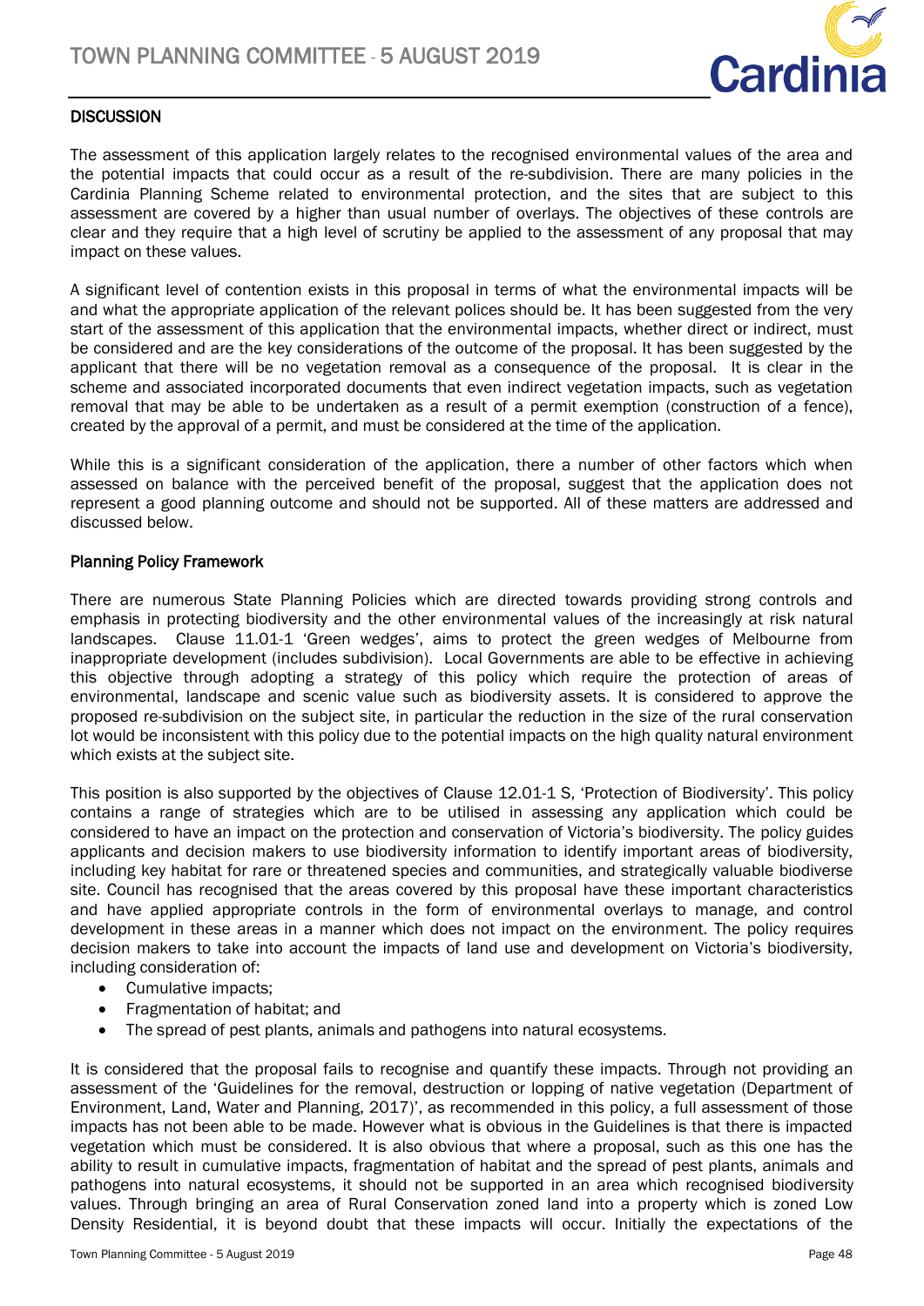## DISCUSSION

The assessment of this application largely relates to the recognised environmental values of the area and the potential impacts that could occur as a result of the re-subdivision. There are many policies in the Cardinia Planning Scheme related to environmental protection, and the sites that are subject to this assessment are covered by a higher than usual number of overlays. The objectives of these controls are clear and they require that a high level of scrutiny be applied to the assessment of any proposal that may impact on these values.

A significant level of contention exists in this proposal in terms of what the environmental impacts will be and what the appropriate application of the relevant polices should be. It has been suggested from the very start of the assessment of this application that the environmental impacts, whether direct or indirect, must be considered and are the key considerations of the outcome of the proposal. It has been suggested by the applicant that there will be no vegetation removal as a consequence of the proposal. It is clear in the scheme and associated incorporated documents that even indirect vegetation impacts, such as vegetation removal that may be able to be undertaken as a result of a permit exemption (construction of a fence), created by the approval of a permit, and must be considered at the time of the application.

While this is a significant consideration of the application, there a number of other factors which when assessed on balance with the perceived benefit of the proposal, suggest that the application does not represent a good planning outcome and should not be supported. All of these matters are addressed and discussed below.

### Planning Policy Framework

There are numerous State Planning Policies which are directed towards providing strong controls and emphasis in protecting biodiversity and the other environmental values of the increasingly at risk natural landscapes. Clause 11.01-1 'Green wedges', aims to protect the green wedges of Melbourne from inappropriate development (includes subdivision). Local Governments are able to be effective in achieving this objective through adopting a strategy of this policy which require the protection of areas of environmental, landscape and scenic value such as biodiversity assets. It is considered to approve the proposed re-subdivision on the subject site, in particular the reduction in the size of the rural conservation lot would be inconsistent with this policy due to the potential impacts on the high quality natural environment which exists at the subject site.

This position is also supported by the objectives of Clause 12.01-1 S, 'Protection of Biodiversity'. This policy contains a range of strategies which are to be utilised in assessing any application which could be considered to have an impact on the protection and conservation of Victoria's biodiversity. The policy guides applicants and decision makers to use biodiversity information to identify important areas of biodiversity, including key habitat for rare or threatened species and communities, and strategically valuable biodiverse site. Council has recognised that the areas covered by this proposal have these important characteristics and have applied appropriate controls in the form of environmental overlays to manage, and control development in these areas in a manner which does not impact on the environment. The policy requires decision makers to take into account the impacts of land use and development on Victoria's biodiversity, including consideration of:

- Cumulative impacts;
- Fragmentation of habitat; and
- The spread of pest plants, animals and pathogens into natural ecosystems.

It is considered that the proposal fails to recognise and quantify these impacts. Through not providing an assessment of the 'Guidelines for the removal, destruction or lopping of native vegetation (Department of Environment, Land, Water and Planning, 2017)', as recommended in this policy, a full assessment of those impacts has not been able to be made. However what is obvious in the Guidelines is that there is impacted vegetation which must be considered. It is also obvious that where a proposal, such as this one has the ability to result in cumulative impacts, fragmentation of habitat and the spread of pest plants, animals and pathogens into natural ecosystems, it should not be supported in an area which recognised biodiversity values. Through bringing an area of Rural Conservation zoned land into a property which is zoned Low Density Residential, it is beyond doubt that these impacts will occur. Initially the expectations of the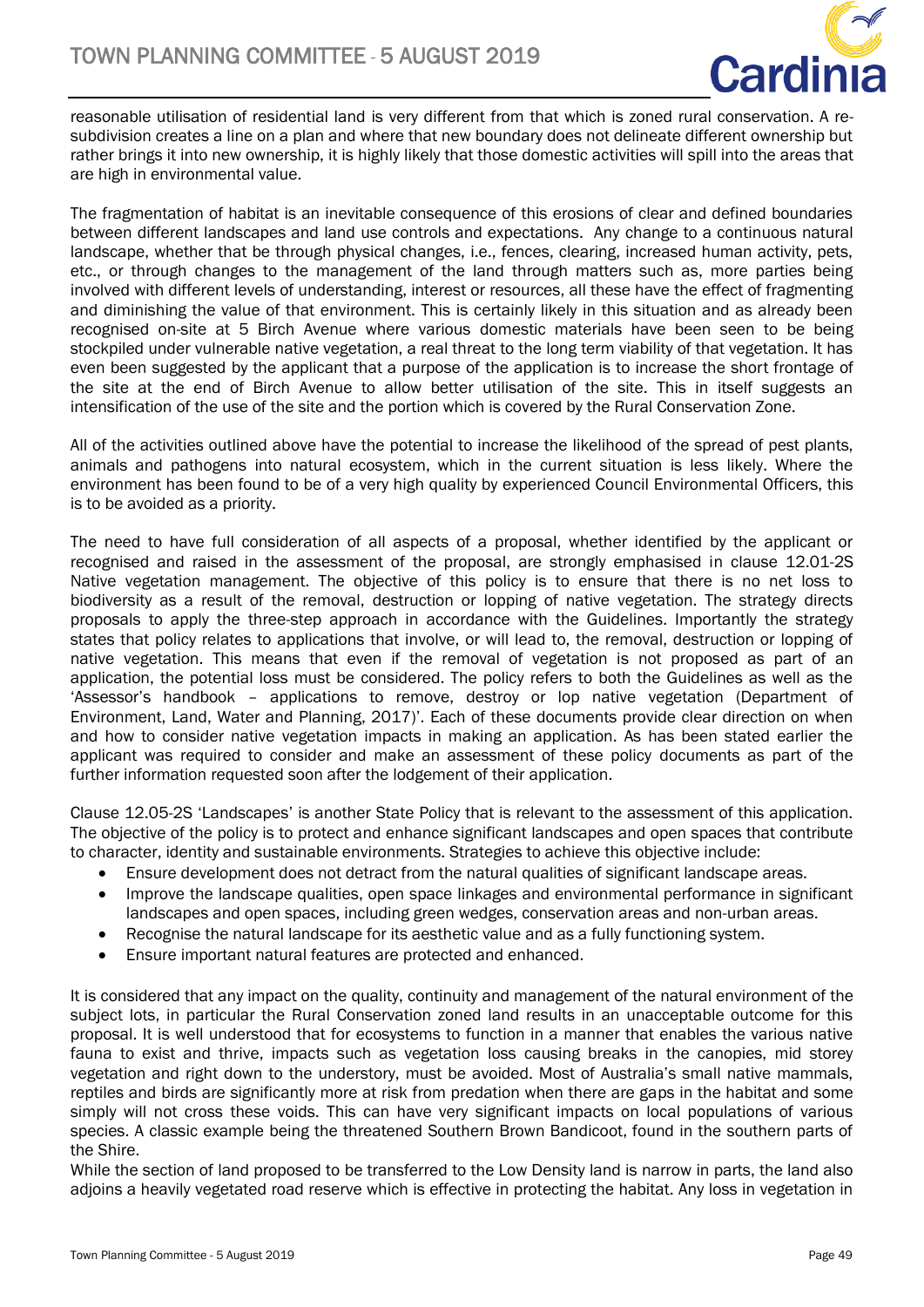reasonable utilisation of residential land is very different from that which is zoned rural conservation. A re-subdivision creates a line on a plan and where that new boundary does not delineate different ownership but rather brings it into new ownership, it is highly likely that those domestic activities will spill into the areas that are high in environmental value.

The fragmentation of habitat is an inevitable consequence of this erosions of clear and defined boundaries between different landscapes and land use controls and expectations. Any change to a continuous natural landscape, whether that be through physical changes, i.e., fences, clearing, increased human activity, pets, etc., or through changes to the management of the land through matters such as, more parties being involved with different levels of understanding, interest or resources, all these have the effect of fragmenting and diminishing the value of that environment. This is certainly likely in this situation and as already been recognised on-site at 5 Birch Avenue where various domestic materials have been seen to be being stockpiled under vulnerable native vegetation, a real threat to the long term viability of that vegetation. It has even been suggested by the applicant that a purpose of the application is to increase the short frontage of the site at the end of Birch Avenue to allow better utilisation of the site. This in itself suggests an intensification of the use of the site and the portion which is covered by the Rural Conservation Zone.

All of the activities outlined above have the potential to increase the likelihood of the spread of pest plants, animals and pathogens into natural ecosystem, which in the current situation is less likely. Where the environment has been found to be of a very high quality by experienced Council Environmental Officers, this is to be avoided as a priority.

The need to have full consideration of all aspects of a proposal, whether identified by the applicant or recognised and raised in the assessment of the proposal, are strongly emphasised in clause 12.01-2S Native vegetation management. The objective of this policy is to ensure that there is no net loss to biodiversity as a result of the removal, destruction or lopping of native vegetation. The strategy directs proposals to apply the three-step approach in accordance with the Guidelines. Importantly the strategy states that policy relates to applications that involve, or will lead to, the removal, destruction or lopping of native vegetation. This means that even if the removal of vegetation is not proposed as part of an application, the potential loss must be considered. The policy refers to both the Guidelines as well as the 'Assessor's handbook – applications to remove, destroy or lop native vegetation (Department of Environment, Land, Water and Planning, 2017)'. Each of these documents provide clear direction on when and how to consider native vegetation impacts in making an application. As has been stated earlier the applicant was required to consider and make an assessment of these policy documents as part of the further information requested soon after the lodgement of their application.

Clause 12.05-2S 'Landscapes' is another State Policy that is relevant to the assessment of this application. The objective of the policy is to protect and enhance significant landscapes and open spaces that contribute to character, identity and sustainable environments. Strategies to achieve this objective include:

- Ensure development does not detract from the natural qualities of significant landscape areas.
- Improve the landscape qualities, open space linkages and environmental performance in significant landscapes and open spaces, including green wedges, conservation areas and non-urban areas.
- Recognise the natural landscape for its aesthetic value and as a fully functioning system.
- Ensure important natural features are protected and enhanced.

It is considered that any impact on the quality, continuity and management of the natural environment of the subject lots, in particular the Rural Conservation zoned land results in an unacceptable outcome for this proposal. It is well understood that for ecosystems to function in a manner that enables the various native fauna to exist and thrive, impacts such as vegetation loss causing breaks in the canopies, mid storey vegetation and right down to the understory, must be avoided. Most of Australia's small native mammals, reptiles and birds are significantly more at risk from predation when there are gaps in the habitat and some simply will not cross these voids. This can have very significant impacts on local populations of various species. A classic example being the threatened Southern Brown Bandicoot, found in the southern parts of the Shire.

While the section of land proposed to be transferred to the Low Density land is narrow in parts, the land also adjoins a heavily vegetated road reserve which is effective in protecting the habitat. Any loss in vegetation in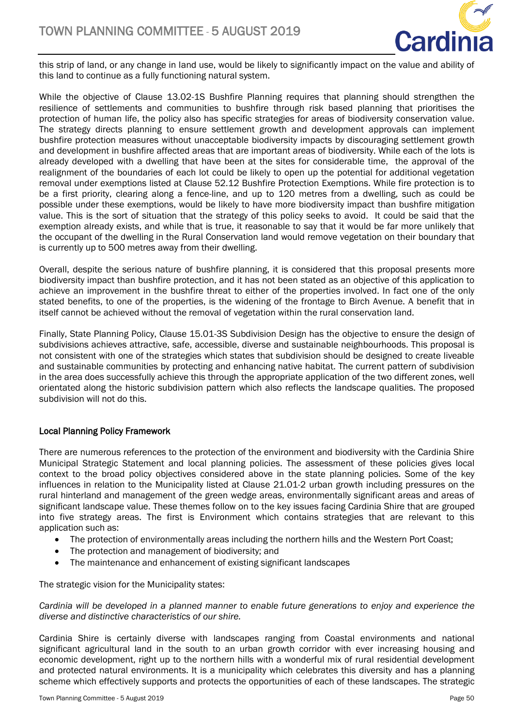this strip of land, or any change in land use, would be likely to significantly impact on the value and ability of this land to continue as a fully functioning natural system.

While the objective of Clause 13.02-1S Bushfire Planning requires that planning should strengthen the resilience of settlements and communities to bushfire through risk based planning that prioritises the protection of human life, the policy also has specific strategies for areas of biodiversity conservation value. The strategy directs planning to ensure settlement growth and development approvals can implement bushfire protection measures without unacceptable biodiversity impacts by discouraging settlement growth and development in bushfire affected areas that are important areas of biodiversity. While each of the lots is already developed with a dwelling that have been at the sites for considerable time, the approval of the realignment of the boundaries of each lot could be likely to open up the potential for additional vegetation removal under exemptions listed at Clause 52.12 Bushfire Protection Exemptions. While fire protection is to be a first priority, clearing along a fence-line, and up to 120 metres from a dwelling, such as could be possible under these exemptions, would be likely to have more biodiversity impact than bushfire mitigation value. This is the sort of situation that the strategy of this policy seeks to avoid. It could be said that the exemption already exists, and while that is true, it reasonable to say that it would be far more unlikely that the occupant of the dwelling in the Rural Conservation land would remove vegetation on their boundary that is currently up to 500 metres away from their dwelling.

Overall, despite the serious nature of bushfire planning, it is considered that this proposal presents more biodiversity impact than bushfire protection, and it has not been stated as an objective of this application to achieve an improvement in the bushfire threat to either of the properties involved. In fact one of the only stated benefits, to one of the properties, is the widening of the frontage to Birch Avenue. A benefit that in itself cannot be achieved without the removal of vegetation within the rural conservation land.

Finally, State Planning Policy, Clause 15.01-3S Subdivision Design has the objective to ensure the design of subdivisions achieves attractive, safe, accessible, diverse and sustainable neighbourhoods. This proposal is not consistent with one of the strategies which states that subdivision should be designed to create liveable and sustainable communities by protecting and enhancing native habitat. The current pattern of subdivision in the area does successfully achieve this through the appropriate application of the two different zones, well orientated along the historic subdivision pattern which also reflects the landscape qualities. The proposed subdivision will not do this.

**Local Planning Policy Framework**

There are numerous references to the protection of the environment and biodiversity with the Cardinia Shire Municipal Strategic Statement and local planning policies. The assessment of these policies gives local context to the broad policy objectives considered above in the state planning policies. Some of the key influences in relation to the Municipality listed at Clause 21.01-2 urban growth including pressures on the rural hinterland and management of the green wedge areas, environmentally significant areas and areas of significant landscape value. These themes follow on to the key issues facing Cardinia Shire that are grouped into five strategy areas. The first is Environment which contains strategies that are relevant to this application such as:

- The protection of environmentally areas including the northern hills and the Western Port Coast;
- The protection and management of biodiversity; and
- The maintenance and enhancement of existing significant landscapes

The strategic vision for the Municipality states:

*Cardinia will be developed in a planned manner to enable future generations to enjoy and experience the diverse and distinctive characteristics of our shire.*

Cardinia Shire is certainly diverse with landscapes ranging from Coastal environments and national significant agricultural land in the south to an urban growth corridor with ever increasing housing and economic development, right up to the northern hills with a wonderful mix of rural residential development and protected natural environments. It is a municipality which celebrates this diversity and has a planning scheme which effectively supports and protects the opportunities of each of these landscapes. The strategic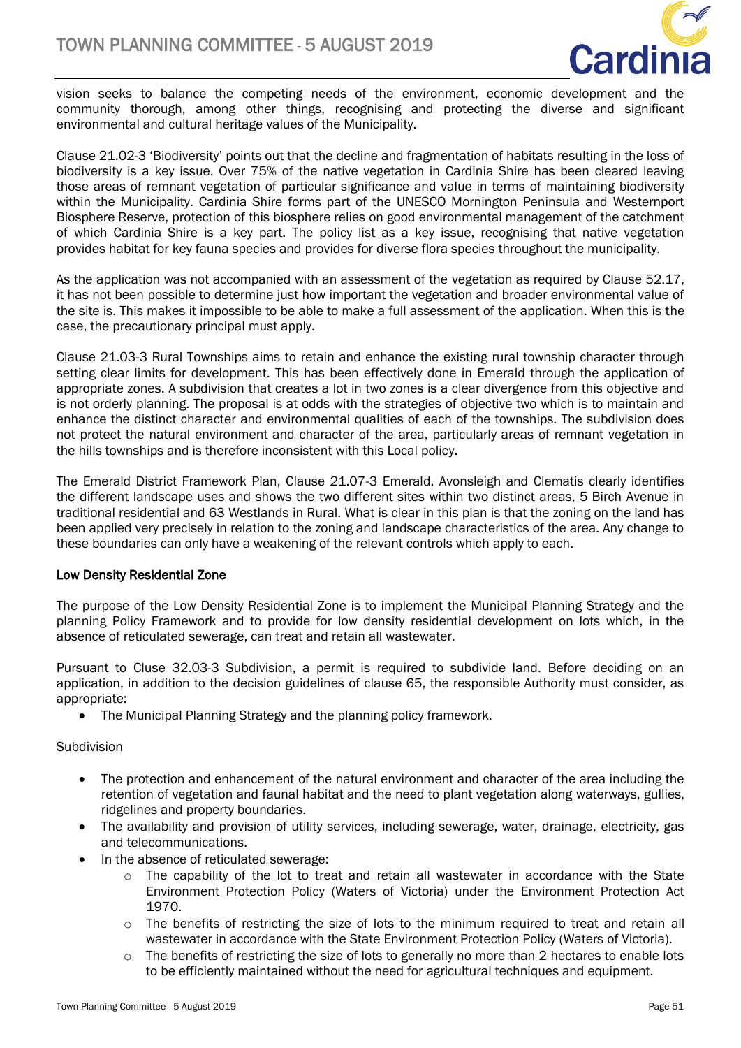vision seeks to balance the competing needs of the environment, economic development and the community thorough, among other things, recognising and protecting the diverse and significant environmental and cultural heritage values of the Municipality.

Clause 21.02-3 'Biodiversity' points out that the decline and fragmentation of habitats resulting in the loss of biodiversity is a key issue. Over 75% of the native vegetation in Cardinia Shire has been cleared leaving those areas of remnant vegetation of particular significance and value in terms of maintaining biodiversity within the Municipality. Cardinia Shire forms part of the UNESCO Mornington Peninsula and Westernport Biosphere Reserve, protection of this biosphere relies on good environmental management of the catchment of which Cardinia Shire is a key part. The policy list as a key issue, recognising that native vegetation provides habitat for key fauna species and provides for diverse flora species throughout the municipality.

As the application was not accompanied with an assessment of the vegetation as required by Clause 52.17, it has not been possible to determine just how important the vegetation and broader environmental value of the site is. This makes it impossible to be able to make a full assessment of the application. When this is the case, the precautionary principal must apply.

Clause 21.03-3 Rural Townships aims to retain and enhance the existing rural township character through setting clear limits for development. This has been effectively done in Emerald through the application of appropriate zones. A subdivision that creates a lot in two zones is a clear divergence from this objective and is not orderly planning. The proposal is at odds with the strategies of objective two which is to maintain and enhance the distinct character and environmental qualities of each of the townships. The subdivision does not protect the natural environment and character of the area, particularly areas of remnant vegetation in the hills townships and is therefore inconsistent with this Local policy.

The Emerald District Framework Plan, Clause 21.07-3 Emerald, Avonsleigh and Clematis clearly identifies the different landscape uses and shows the two different sites within two distinct areas, 5 Birch Avenue in traditional residential and 63 Westlands in Rural. What is clear in this plan is that the zoning on the land has been applied very precisely in relation to the zoning and landscape characteristics of the area. Any change to these boundaries can only have a weakening of the relevant controls which apply to each.

**Low Density Residential Zone**

The purpose of the Low Density Residential Zone is to implement the Municipal Planning Strategy and the planning Policy Framework and to provide for low density residential development on lots which, in the absence of reticulated sewerage, can treat and retain all wastewater.

Pursuant to Cluse 32.03-3 Subdivision, a permit is required to subdivide land. Before deciding on an application, in addition to the decision guidelines of clause 65, the responsible Authority must consider, as appropriate:

- The Municipal Planning Strategy and the planning policy framework.

Subdivision

- The protection and enhancement of the natural environment and character of the area including the retention of vegetation and faunal habitat and the need to plant vegetation along waterways, gullies, ridgelines and property boundaries.
- The availability and provision of utility services, including sewerage, water, drainage, electricity, gas and telecommunications.
- In the absence of reticulated sewerage:
  - The capability of the lot to treat and retain all wastewater in accordance with the State Environment Protection Policy (Waters of Victoria) under the Environment Protection Act 1970.
  - The benefits of restricting the size of lots to the minimum required to treat and retain all wastewater in accordance with the State Environment Protection Policy (Waters of Victoria).
  - The benefits of restricting the size of lots to generally no more than 2 hectares to enable lots to be efficiently maintained without the need for agricultural techniques and equipment.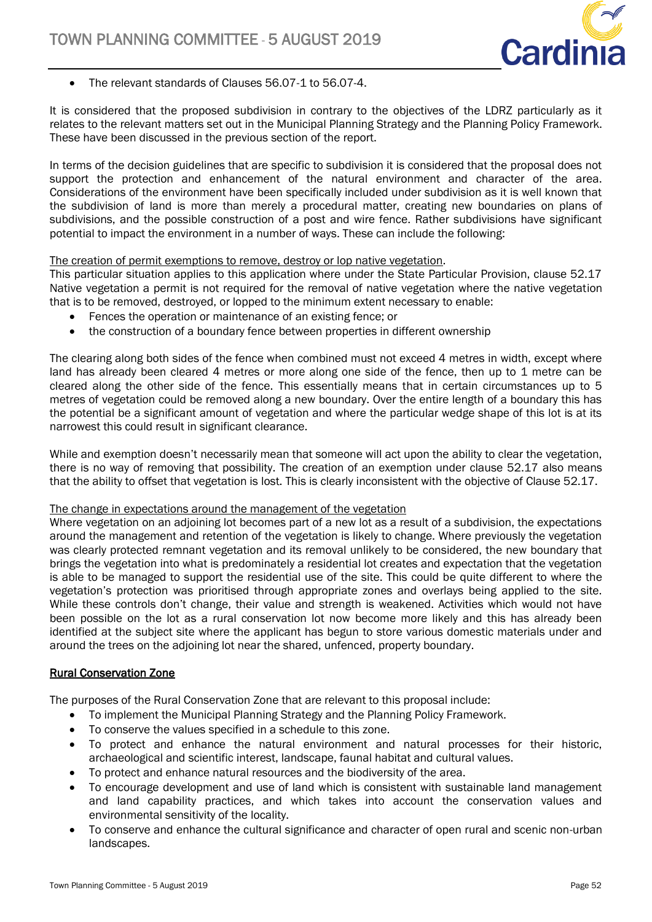- The relevant standards of Clauses 56.07-1 to 56.07-4.

It is considered that the proposed subdivision in contrary to the objectives of the LDRZ particularly as it relates to the relevant matters set out in the Municipal Planning Strategy and the Planning Policy Framework. These have been discussed in the previous section of the report.

In terms of the decision guidelines that are specific to subdivision it is considered that the proposal does not support the protection and enhancement of the natural environment and character of the area. Considerations of the environment have been specifically included under subdivision as it is well known that the subdivision of land is more than merely a procedural matter, creating new boundaries on plans of subdivisions, and the possible construction of a post and wire fence. Rather subdivisions have significant potential to impact the environment in a number of ways. These can include the following:

<u>The creation of permit exemptions to remove, destroy or lop native vegetation</u>.
This particular situation applies to this application where under the State Particular Provision, clause 52.17 Native vegetation a permit is not required for the removal of native vegetation where the native vegetation that is to be removed, destroyed, or lopped to the minimum extent necessary to enable:

- Fences the operation or maintenance of an existing fence; or
- the construction of a boundary fence between properties in different ownership

The clearing along both sides of the fence when combined must not exceed 4 metres in width, except where land has already been cleared 4 metres or more along one side of the fence, then up to 1 metre can be cleared along the other side of the fence. This essentially means that in certain circumstances up to 5 metres of vegetation could be removed along a new boundary. Over the entire length of a boundary this has the potential be a significant amount of vegetation and where the particular wedge shape of this lot is at its narrowest this could result in significant clearance.

While and exemption doesn't necessarily mean that someone will act upon the ability to clear the vegetation, there is no way of removing that possibility. The creation of an exemption under clause 52.17 also means that the ability to offset that vegetation is lost. This is clearly inconsistent with the objective of Clause 52.17.

<u>The change in expectations around the management of the vegetation</u>
Where vegetation on an adjoining lot becomes part of a new lot as a result of a subdivision, the expectations around the management and retention of the vegetation is likely to change. Where previously the vegetation was clearly protected remnant vegetation and its removal unlikely to be considered, the new boundary that brings the vegetation into what is predominately a residential lot creates and expectation that the vegetation is able to be managed to support the residential use of the site. This could be quite different to where the vegetation's protection was prioritised through appropriate zones and overlays being applied to the site. While these controls don't change, their value and strength is weakened. Activities which would not have been possible on the lot as a rural conservation lot now become more likely and this has already been identified at the subject site where the applicant has begun to store various domestic materials under and around the trees on the adjoining lot near the shared, unfenced, property boundary.

**<u>Rural Conservation Zone</u>**

The purposes of the Rural Conservation Zone that are relevant to this proposal include:

- To implement the Municipal Planning Strategy and the Planning Policy Framework.
- To conserve the values specified in a schedule to this zone.
- To protect and enhance the natural environment and natural processes for their historic, archaeological and scientific interest, landscape, faunal habitat and cultural values.
- To protect and enhance natural resources and the biodiversity of the area.
- To encourage development and use of land which is consistent with sustainable land management and land capability practices, and which takes into account the conservation values and environmental sensitivity of the locality.
- To conserve and enhance the cultural significance and character of open rural and scenic non-urban landscapes.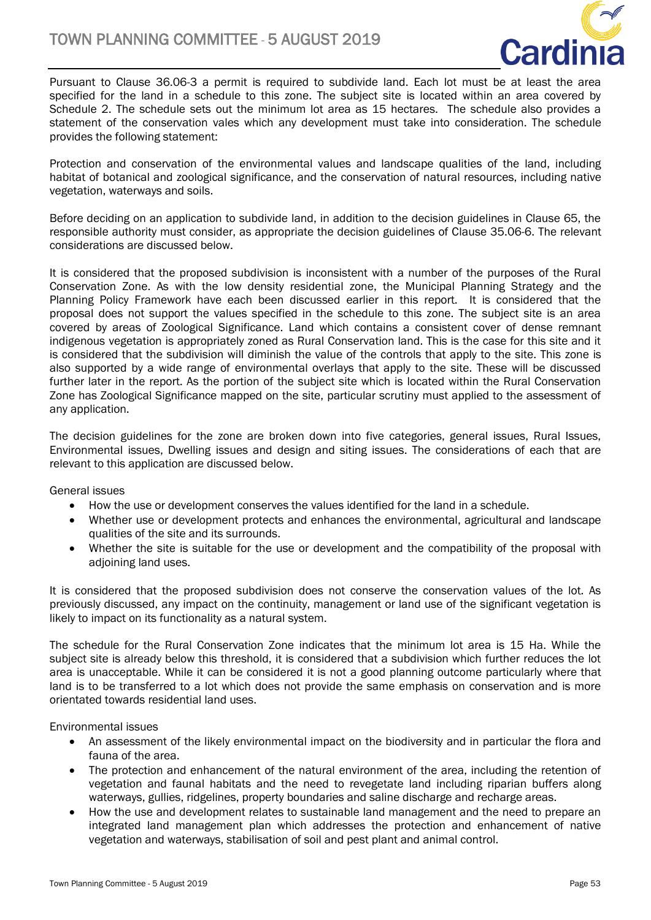Pursuant to Clause 36.06-3 a permit is required to subdivide land. Each lot must be at least the area specified for the land in a schedule to this zone. The subject site is located within an area covered by Schedule 2. The schedule sets out the minimum lot area as 15 hectares. The schedule also provides a statement of the conservation vales which any development must take into consideration. The schedule provides the following statement:

Protection and conservation of the environmental values and landscape qualities of the land, including habitat of botanical and zoological significance, and the conservation of natural resources, including native vegetation, waterways and soils.

Before deciding on an application to subdivide land, in addition to the decision guidelines in Clause 65, the responsible authority must consider, as appropriate the decision guidelines of Clause 35.06-6. The relevant considerations are discussed below.

It is considered that the proposed subdivision is inconsistent with a number of the purposes of the Rural Conservation Zone. As with the low density residential zone, the Municipal Planning Strategy and the Planning Policy Framework have each been discussed earlier in this report. It is considered that the proposal does not support the values specified in the schedule to this zone. The subject site is an area covered by areas of Zoological Significance. Land which contains a consistent cover of dense remnant indigenous vegetation is appropriately zoned as Rural Conservation land. This is the case for this site and it is considered that the subdivision will diminish the value of the controls that apply to the site. This zone is also supported by a wide range of environmental overlays that apply to the site. These will be discussed further later in the report. As the portion of the subject site which is located within the Rural Conservation Zone has Zoological Significance mapped on the site, particular scrutiny must applied to the assessment of any application.

The decision guidelines for the zone are broken down into five categories, general issues, Rural Issues, Environmental issues, Dwelling issues and design and siting issues. The considerations of each that are relevant to this application are discussed below.

General issues

- How the use or development conserves the values identified for the land in a schedule.
- Whether use or development protects and enhances the environmental, agricultural and landscape qualities of the site and its surrounds.
- Whether the site is suitable for the use or development and the compatibility of the proposal with adjoining land uses.

It is considered that the proposed subdivision does not conserve the conservation values of the lot. As previously discussed, any impact on the continuity, management or land use of the significant vegetation is likely to impact on its functionality as a natural system.

The schedule for the Rural Conservation Zone indicates that the minimum lot area is 15 Ha. While the subject site is already below this threshold, it is considered that a subdivision which further reduces the lot area is unacceptable. While it can be considered it is not a good planning outcome particularly where that land is to be transferred to a lot which does not provide the same emphasis on conservation and is more orientated towards residential land uses.

Environmental issues

- An assessment of the likely environmental impact on the biodiversity and in particular the flora and fauna of the area.
- The protection and enhancement of the natural environment of the area, including the retention of vegetation and faunal habitats and the need to revegetate land including riparian buffers along waterways, gullies, ridgelines, property boundaries and saline discharge and recharge areas.
- How the use and development relates to sustainable land management and the need to prepare an integrated land management plan which addresses the protection and enhancement of native vegetation and waterways, stabilisation of soil and pest plant and animal control.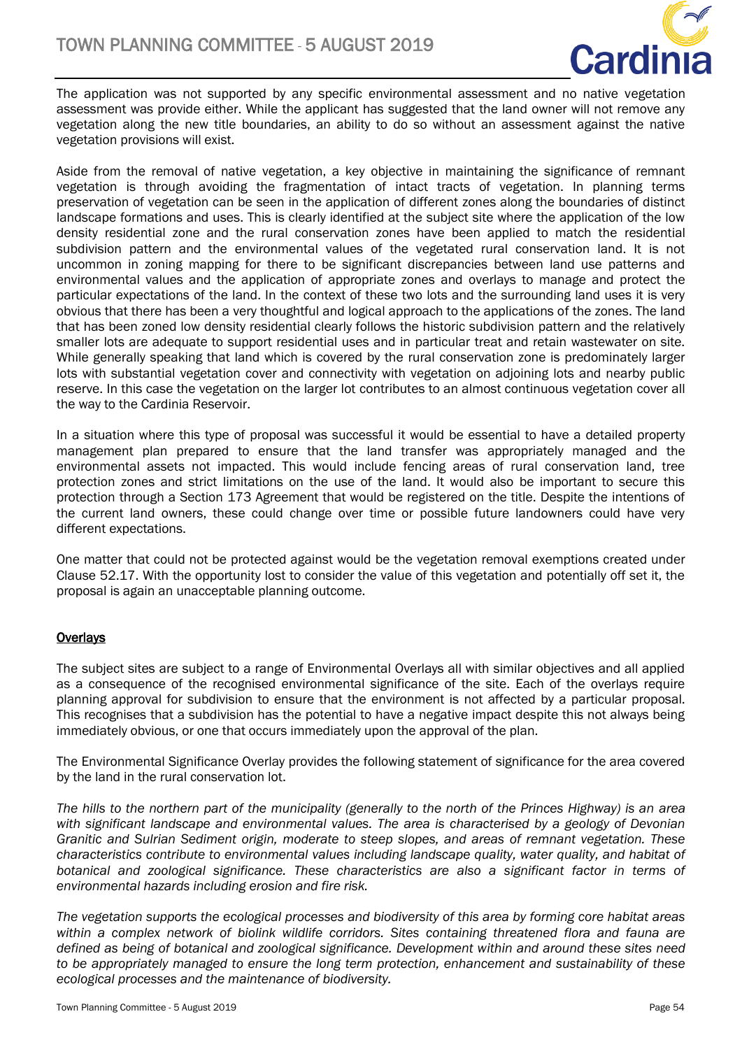The application was not supported by any specific environmental assessment and no native vegetation assessment was provide either. While the applicant has suggested that the land owner will not remove any vegetation along the new title boundaries, an ability to do so without an assessment against the native vegetation provisions will exist.

Aside from the removal of native vegetation, a key objective in maintaining the significance of remnant vegetation is through avoiding the fragmentation of intact tracts of vegetation. In planning terms preservation of vegetation can be seen in the application of different zones along the boundaries of distinct landscape formations and uses. This is clearly identified at the subject site where the application of the low density residential zone and the rural conservation zones have been applied to match the residential subdivision pattern and the environmental values of the vegetated rural conservation land. It is not uncommon in zoning mapping for there to be significant discrepancies between land use patterns and environmental values and the application of appropriate zones and overlays to manage and protect the particular expectations of the land. In the context of these two lots and the surrounding land uses it is very obvious that there has been a very thoughtful and logical approach to the applications of the zones. The land that has been zoned low density residential clearly follows the historic subdivision pattern and the relatively smaller lots are adequate to support residential uses and in particular treat and retain wastewater on site. While generally speaking that land which is covered by the rural conservation zone is predominately larger lots with substantial vegetation cover and connectivity with vegetation on adjoining lots and nearby public reserve. In this case the vegetation on the larger lot contributes to an almost continuous vegetation cover all the way to the Cardinia Reservoir.

In a situation where this type of proposal was successful it would be essential to have a detailed property management plan prepared to ensure that the land transfer was appropriately managed and the environmental assets not impacted. This would include fencing areas of rural conservation land, tree protection zones and strict limitations on the use of the land. It would also be important to secure this protection through a Section 173 Agreement that would be registered on the title. Despite the intentions of the current land owners, these could change over time or possible future landowners could have very different expectations.

One matter that could not be protected against would be the vegetation removal exemptions created under Clause 52.17. With the opportunity lost to consider the value of this vegetation and potentially off set it, the proposal is again an unacceptable planning outcome.

## Overlays

The subject sites are subject to a range of Environmental Overlays all with similar objectives and all applied as a consequence of the recognised environmental significance of the site. Each of the overlays require planning approval for subdivision to ensure that the environment is not affected by a particular proposal. This recognises that a subdivision has the potential to have a negative impact despite this not always being immediately obvious, or one that occurs immediately upon the approval of the plan.

The Environmental Significance Overlay provides the following statement of significance for the area covered by the land in the rural conservation lot.

*The hills to the northern part of the municipality (generally to the north of the Princes Highway) is an area with significant landscape and environmental values. The area is characterised by a geology of Devonian Granitic and Sulrian Sediment origin, moderate to steep slopes, and areas of remnant vegetation. These characteristics contribute to environmental values including landscape quality, water quality, and habitat of botanical and zoological significance. These characteristics are also a significant factor in terms of environmental hazards including erosion and fire risk.*

*The vegetation supports the ecological processes and biodiversity of this area by forming core habitat areas within a complex network of biolink wildlife corridors. Sites containing threatened flora and fauna are defined as being of botanical and zoological significance. Development within and around these sites need to be appropriately managed to ensure the long term protection, enhancement and sustainability of these ecological processes and the maintenance of biodiversity.*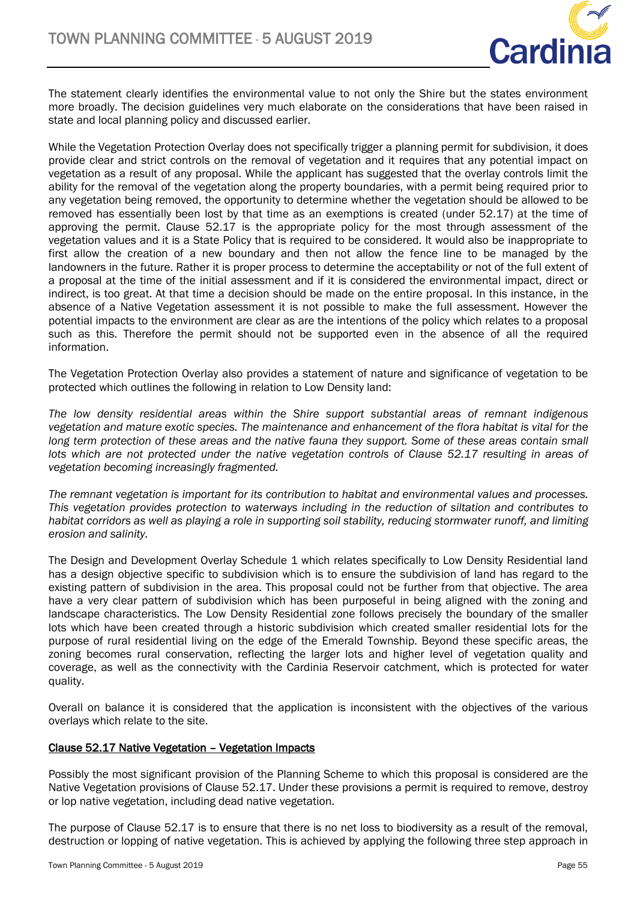The statement clearly identifies the environmental value to not only the Shire but the states environment more broadly. The decision guidelines very much elaborate on the considerations that have been raised in state and local planning policy and discussed earlier.

While the Vegetation Protection Overlay does not specifically trigger a planning permit for subdivision, it does provide clear and strict controls on the removal of vegetation and it requires that any potential impact on vegetation as a result of any proposal. While the applicant has suggested that the overlay controls limit the ability for the removal of the vegetation along the property boundaries, with a permit being required prior to any vegetation being removed, the opportunity to determine whether the vegetation should be allowed to be removed has essentially been lost by that time as an exemptions is created (under 52.17) at the time of approving the permit. Clause 52.17 is the appropriate policy for the most through assessment of the vegetation values and it is a State Policy that is required to be considered. It would also be inappropriate to first allow the creation of a new boundary and then not allow the fence line to be managed by the landowners in the future. Rather it is proper process to determine the acceptability or not of the full extent of a proposal at the time of the initial assessment and if it is considered the environmental impact, direct or indirect, is too great. At that time a decision should be made on the entire proposal. In this instance, in the absence of a Native Vegetation assessment it is not possible to make the full assessment. However the potential impacts to the environment are clear as are the intentions of the policy which relates to a proposal such as this. Therefore the permit should not be supported even in the absence of all the required information.

The Vegetation Protection Overlay also provides a statement of nature and significance of vegetation to be protected which outlines the following in relation to Low Density land:

*The low density residential areas within the Shire support substantial areas of remnant indigenous vegetation and mature exotic species. The maintenance and enhancement of the flora habitat is vital for the long term protection of these areas and the native fauna they support. Some of these areas contain small lots which are not protected under the native vegetation controls of Clause 52.17 resulting in areas of vegetation becoming increasingly fragmented.*

*The remnant vegetation is important for its contribution to habitat and environmental values and processes. This vegetation provides protection to waterways including in the reduction of siltation and contributes to habitat corridors as well as playing a role in supporting soil stability, reducing stormwater runoff, and limiting erosion and salinity.*

The Design and Development Overlay Schedule 1 which relates specifically to Low Density Residential land has a design objective specific to subdivision which is to ensure the subdivision of land has regard to the existing pattern of subdivision in the area. This proposal could not be further from that objective. The area have a very clear pattern of subdivision which has been purposeful in being aligned with the zoning and landscape characteristics. The Low Density Residential zone follows precisely the boundary of the smaller lots which have been created through a historic subdivision which created smaller residential lots for the purpose of rural residential living on the edge of the Emerald Township. Beyond these specific areas, the zoning becomes rural conservation, reflecting the larger lots and higher level of vegetation quality and coverage, as well as the connectivity with the Cardinia Reservoir catchment, which is protected for water quality.

Overall on balance it is considered that the application is inconsistent with the objectives of the various overlays which relate to the site.

**Clause 52.17 Native Vegetation – Vegetation Impacts**

Possibly the most significant provision of the Planning Scheme to which this proposal is considered are the Native Vegetation provisions of Clause 52.17. Under these provisions a permit is required to remove, destroy or lop native vegetation, including dead native vegetation.

The purpose of Clause 52.17 is to ensure that there is no net loss to biodiversity as a result of the removal, destruction or lopping of native vegetation. This is achieved by applying the following three step approach in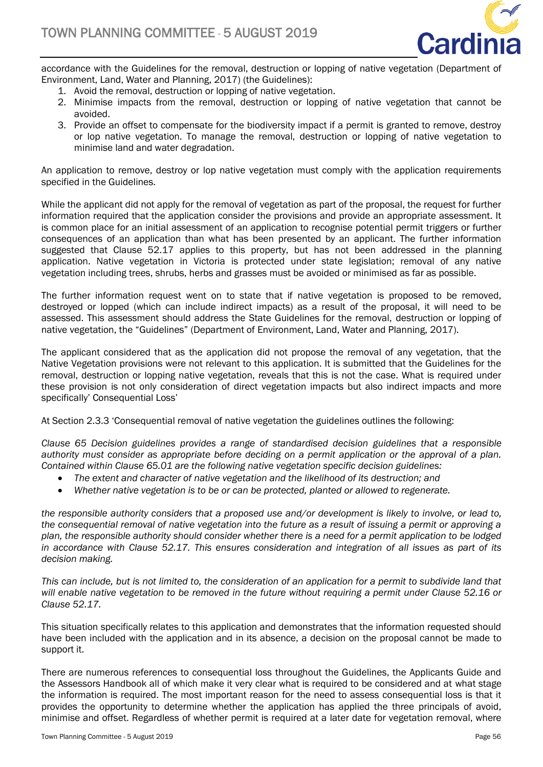accordance with the Guidelines for the removal, destruction or lopping of native vegetation (Department of Environment, Land, Water and Planning, 2017) (the Guidelines):

1. Avoid the removal, destruction or lopping of native vegetation.
2. Minimise impacts from the removal, destruction or lopping of native vegetation that cannot be avoided.
3. Provide an offset to compensate for the biodiversity impact if a permit is granted to remove, destroy or lop native vegetation. To manage the removal, destruction or lopping of native vegetation to minimise land and water degradation.

An application to remove, destroy or lop native vegetation must comply with the application requirements specified in the Guidelines.

While the applicant did not apply for the removal of vegetation as part of the proposal, the request for further information required that the application consider the provisions and provide an appropriate assessment. It is common place for an initial assessment of an application to recognise potential permit triggers or further consequences of an application than what has been presented by an applicant. The further information suggested that Clause 52.17 applies to this property, but has not been addressed in the planning application. Native vegetation in Victoria is protected under state legislation; removal of any native vegetation including trees, shrubs, herbs and grasses must be avoided or minimised as far as possible.

The further information request went on to state that if native vegetation is proposed to be removed, destroyed or lopped (which can include indirect impacts) as a result of the proposal, it will need to be assessed. This assessment should address the State Guidelines for the removal, destruction or lopping of native vegetation, the "Guidelines" (Department of Environment, Land, Water and Planning, 2017).

The applicant considered that as the application did not propose the removal of any vegetation, that the Native Vegetation provisions were not relevant to this application. It is submitted that the Guidelines for the removal, destruction or lopping native vegetation, reveals that this is not the case. What is required under these provision is not only consideration of direct vegetation impacts but also indirect impacts and more specifically' Consequential Loss'

At Section 2.3.3 'Consequential removal of native vegetation the guidelines outlines the following:

*Clause 65 Decision guidelines provides a range of standardised decision guidelines that a responsible authority must consider as appropriate before deciding on a permit application or the approval of a plan. Contained within Clause 65.01 are the following native vegetation specific decision guidelines:*

- *The extent and character of native vegetation and the likelihood of its destruction; and*
- *Whether native vegetation is to be or can be protected, planted or allowed to regenerate.*

*the responsible authority considers that a proposed use and/or development is likely to involve, or lead to, the consequential removal of native vegetation into the future as a result of issuing a permit or approving a plan, the responsible authority should consider whether there is a need for a permit application to be lodged in accordance with Clause 52.17. This ensures consideration and integration of all issues as part of its decision making.*

*This can include, but is not limited to, the consideration of an application for a permit to subdivide land that will enable native vegetation to be removed in the future without requiring a permit under Clause 52.16 or Clause 52.17.*

This situation specifically relates to this application and demonstrates that the information requested should have been included with the application and in its absence, a decision on the proposal cannot be made to support it.

There are numerous references to consequential loss throughout the Guidelines, the Applicants Guide and the Assessors Handbook all of which make it very clear what is required to be considered and at what stage the information is required. The most important reason for the need to assess consequential loss is that it provides the opportunity to determine whether the application has applied the three principals of avoid, minimise and offset. Regardless of whether permit is required at a later date for vegetation removal, where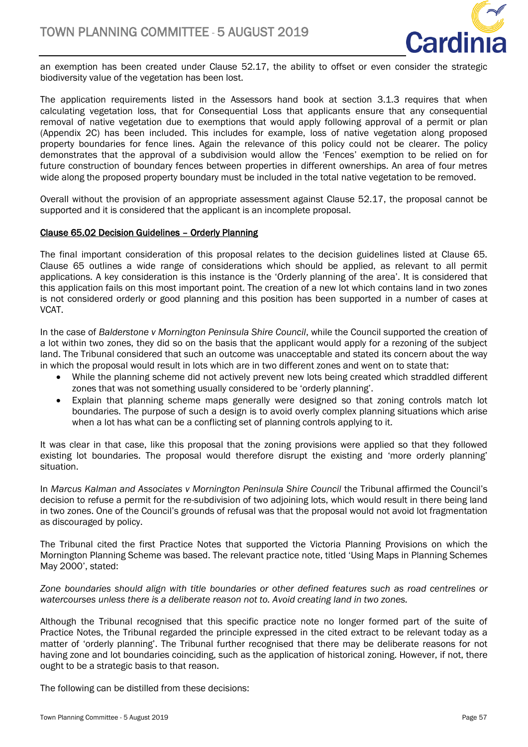an exemption has been created under Clause 52.17, the ability to offset or even consider the strategic biodiversity value of the vegetation has been lost.

The application requirements listed in the Assessors hand book at section 3.1.3 requires that when calculating vegetation loss, that for Consequential Loss that applicants ensure that any consequential removal of native vegetation due to exemptions that would apply following approval of a permit or plan (Appendix 2C) has been included. This includes for example, loss of native vegetation along proposed property boundaries for fence lines. Again the relevance of this policy could not be clearer. The policy demonstrates that the approval of a subdivision would allow the 'Fences' exemption to be relied on for future construction of boundary fences between properties in different ownerships. An area of four metres wide along the proposed property boundary must be included in the total native vegetation to be removed.

Overall without the provision of an appropriate assessment against Clause 52.17, the proposal cannot be supported and it is considered that the applicant is an incomplete proposal.

**Clause 65.02 Decision Guidelines – Orderly Planning**

The final important consideration of this proposal relates to the decision guidelines listed at Clause 65. Clause 65 outlines a wide range of considerations which should be applied, as relevant to all permit applications. A key consideration is this instance is the 'Orderly planning of the area'. It is considered that this application fails on this most important point. The creation of a new lot which contains land in two zones is not considered orderly or good planning and this position has been supported in a number of cases at VCAT.

In the case of *Balderstone v Mornington Peninsula Shire Council*, while the Council supported the creation of a lot within two zones, they did so on the basis that the applicant would apply for a rezoning of the subject land. The Tribunal considered that such an outcome was unacceptable and stated its concern about the way in which the proposal would result in lots which are in two different zones and went on to state that:

- While the planning scheme did not actively prevent new lots being created which straddled different zones that was not something usually considered to be 'orderly planning'.
- Explain that planning scheme maps generally were designed so that zoning controls match lot boundaries. The purpose of such a design is to avoid overly complex planning situations which arise when a lot has what can be a conflicting set of planning controls applying to it.

It was clear in that case, like this proposal that the zoning provisions were applied so that they followed existing lot boundaries. The proposal would therefore disrupt the existing and 'more orderly planning' situation.

In *Marcus Kalman and Associates v Mornington Peninsula Shire Council* the Tribunal affirmed the Council's decision to refuse a permit for the re-subdivision of two adjoining lots, which would result in there being land in two zones. One of the Council's grounds of refusal was that the proposal would not avoid lot fragmentation as discouraged by policy.

The Tribunal cited the first Practice Notes that supported the Victoria Planning Provisions on which the Mornington Planning Scheme was based. The relevant practice note, titled 'Using Maps in Planning Schemes May 2000', stated:

*Zone boundaries should align with title boundaries or other defined features such as road centrelines or watercourses unless there is a deliberate reason not to. Avoid creating land in two zones.*

Although the Tribunal recognised that this specific practice note no longer formed part of the suite of Practice Notes, the Tribunal regarded the principle expressed in the cited extract to be relevant today as a matter of 'orderly planning'. The Tribunal further recognised that there may be deliberate reasons for not having zone and lot boundaries coinciding, such as the application of historical zoning. However, if not, there ought to be a strategic basis to that reason.

The following can be distilled from these decisions: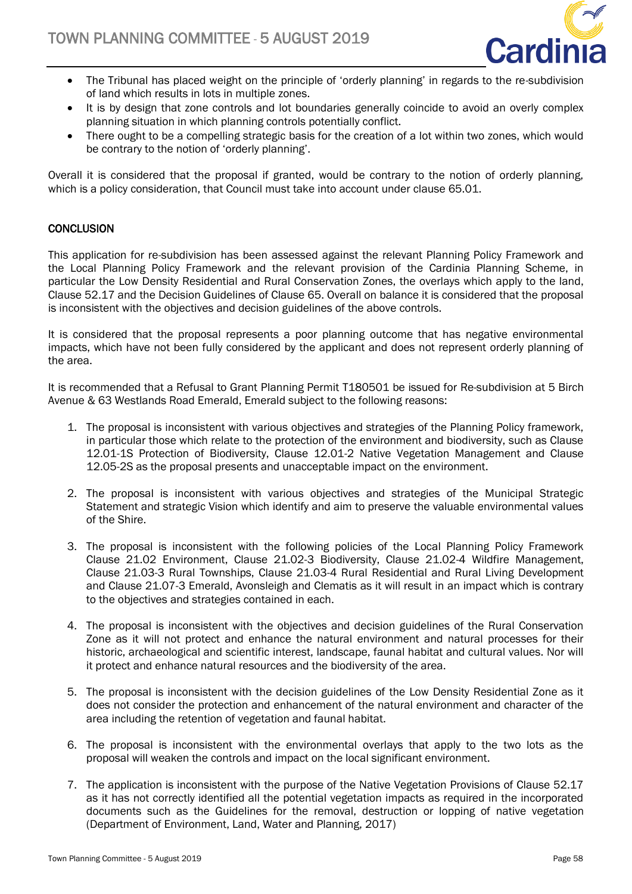- The Tribunal has placed weight on the principle of 'orderly planning' in regards to the re-subdivision of land which results in lots in multiple zones.
- It is by design that zone controls and lot boundaries generally coincide to avoid an overly complex planning situation in which planning controls potentially conflict.
- There ought to be a compelling strategic basis for the creation of a lot within two zones, which would be contrary to the notion of 'orderly planning'.

Overall it is considered that the proposal if granted, would be contrary to the notion of orderly planning, which is a policy consideration, that Council must take into account under clause 65.01.

## CONCLUSION

This application for re-subdivision has been assessed against the relevant Planning Policy Framework and the Local Planning Policy Framework and the relevant provision of the Cardinia Planning Scheme, in particular the Low Density Residential and Rural Conservation Zones, the overlays which apply to the land, Clause 52.17 and the Decision Guidelines of Clause 65. Overall on balance it is considered that the proposal is inconsistent with the objectives and decision guidelines of the above controls.

It is considered that the proposal represents a poor planning outcome that has negative environmental impacts, which have not been fully considered by the applicant and does not represent orderly planning of the area.

It is recommended that a Refusal to Grant Planning Permit T180501 be issued for Re-subdivision at 5 Birch Avenue & 63 Westlands Road Emerald, Emerald subject to the following reasons:

1. The proposal is inconsistent with various objectives and strategies of the Planning Policy framework, in particular those which relate to the protection of the environment and biodiversity, such as Clause 12.01-1S Protection of Biodiversity, Clause 12.01-2 Native Vegetation Management and Clause 12.05-2S as the proposal presents and unacceptable impact on the environment.

2. The proposal is inconsistent with various objectives and strategies of the Municipal Strategic Statement and strategic Vision which identify and aim to preserve the valuable environmental values of the Shire.

3. The proposal is inconsistent with the following policies of the Local Planning Policy Framework Clause 21.02 Environment, Clause 21.02-3 Biodiversity, Clause 21.02-4 Wildfire Management, Clause 21.03-3 Rural Townships, Clause 21.03-4 Rural Residential and Rural Living Development and Clause 21.07-3 Emerald, Avonsleigh and Clematis as it will result in an impact which is contrary to the objectives and strategies contained in each.

4. The proposal is inconsistent with the objectives and decision guidelines of the Rural Conservation Zone as it will not protect and enhance the natural environment and natural processes for their historic, archaeological and scientific interest, landscape, faunal habitat and cultural values. Nor will it protect and enhance natural resources and the biodiversity of the area.

5. The proposal is inconsistent with the decision guidelines of the Low Density Residential Zone as it does not consider the protection and enhancement of the natural environment and character of the area including the retention of vegetation and faunal habitat.

6. The proposal is inconsistent with the environmental overlays that apply to the two lots as the proposal will weaken the controls and impact on the local significant environment.

7. The application is inconsistent with the purpose of the Native Vegetation Provisions of Clause 52.17 as it has not correctly identified all the potential vegetation impacts as required in the incorporated documents such as the Guidelines for the removal, destruction or lopping of native vegetation (Department of Environment, Land, Water and Planning, 2017)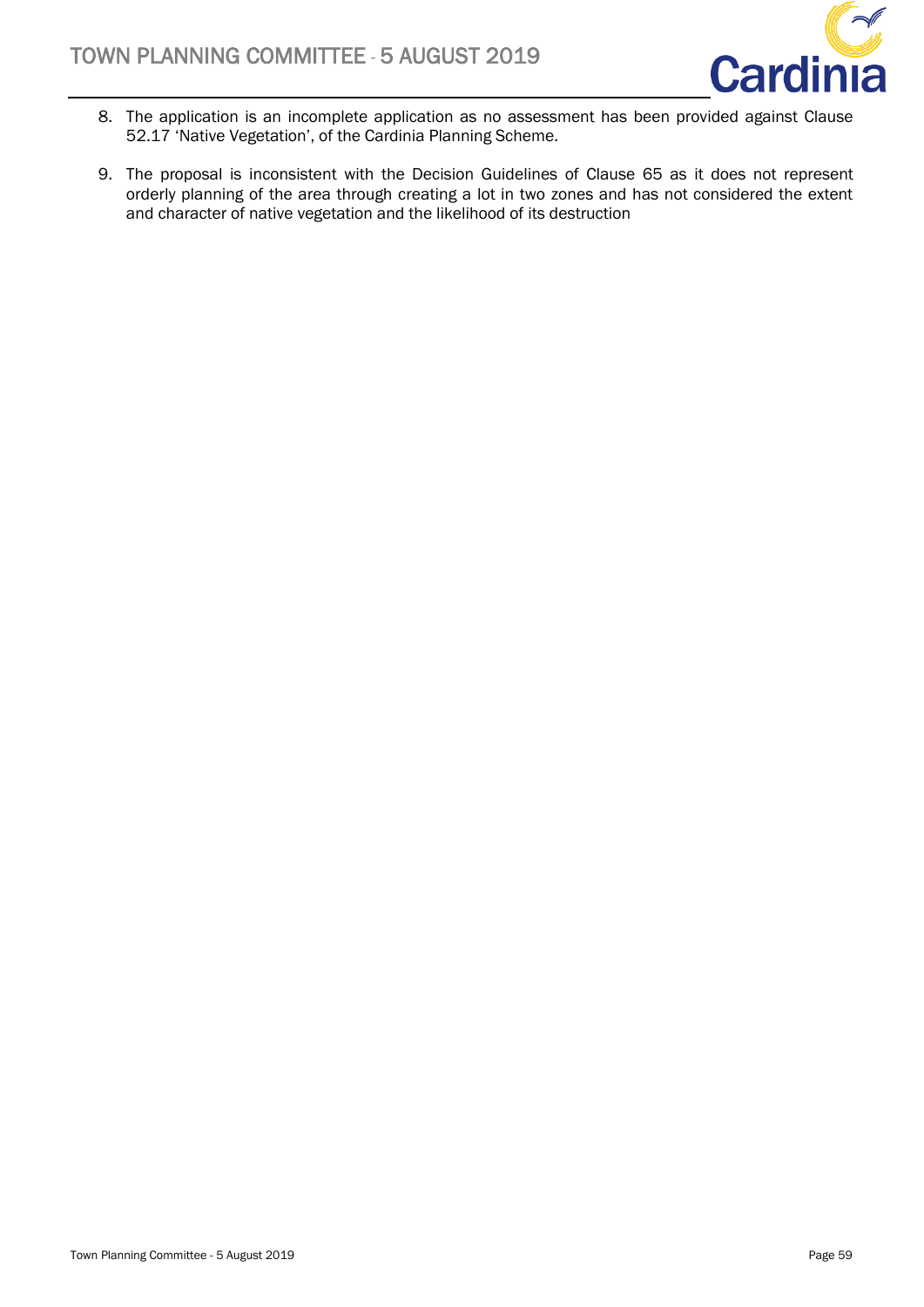8. The application is an incomplete application as no assessment has been provided against Clause 52.17 'Native Vegetation', of the Cardinia Planning Scheme.

9. The proposal is inconsistent with the Decision Guidelines of Clause 65 as it does not represent orderly planning of the area through creating a lot in two zones and has not considered the extent and character of native vegetation and the likelihood of its destruction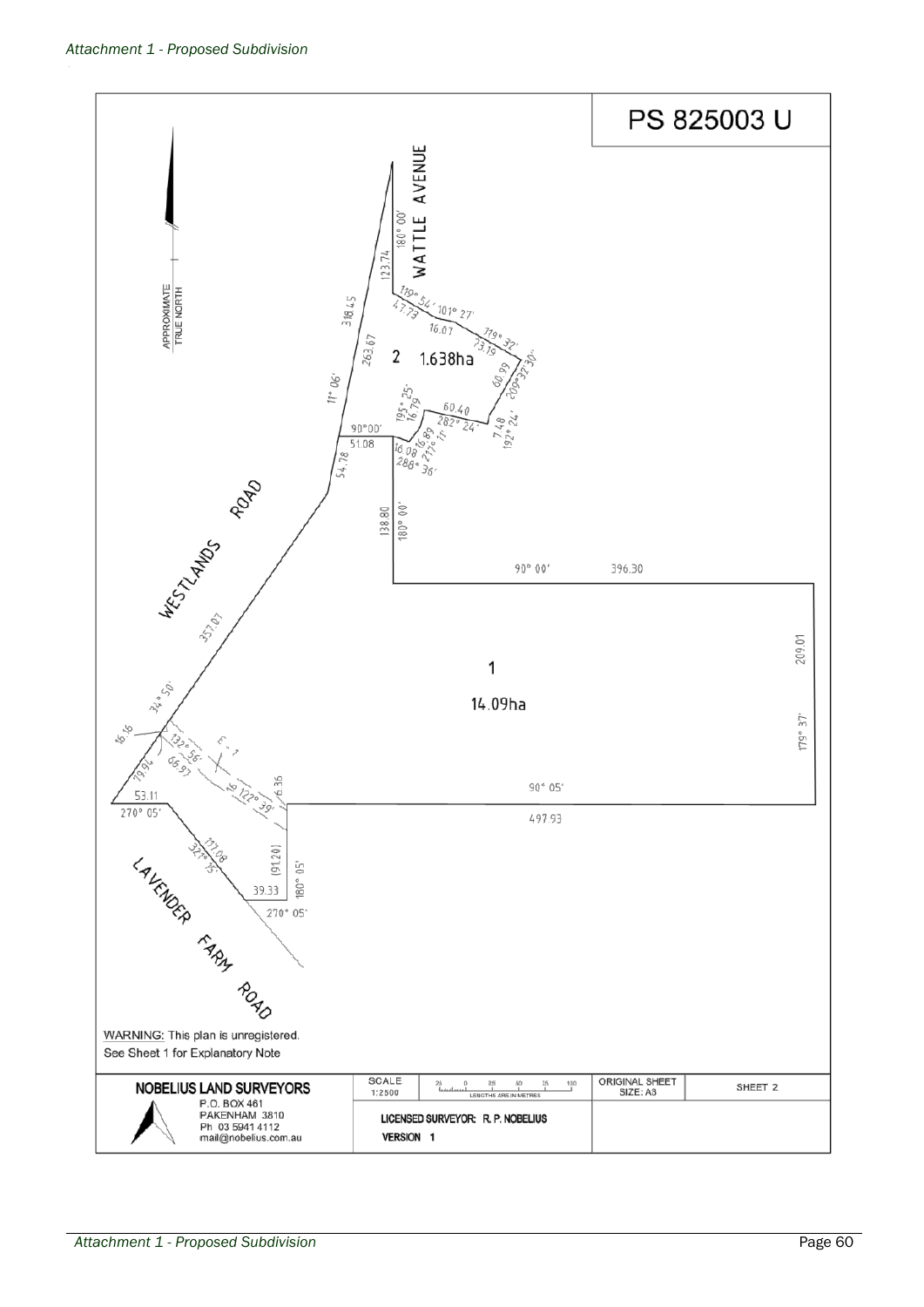*Attachment 1 - Proposed Subdivision*

# PS 825003 U

APPROXIMATE TRUE NORTH

WATTLE AVENUE

WESTLANDS ROAD

LAVENDER FARM ROAD

2 1.638ha

1 14.09ha

180° 00' 123.74

119° 54' 47.73

101° 27' 16.07

119° 32' 73.19

209° 32' 30" 60.99

192° 24' 7.48

282° 24' 60.40

195° 25' 16.79

217° 11' 16.89

288° 36' 16.08

90° 00' 51.08

11° 06' 318.45 263.67 54.78

180° 00' 138.80

90° 00' 396.30

179° 37' 209.01

90° 05' 497.93

34° 50' 357.07

16.16

79.94

132° 56' 66.93

E-1

122° 39' 16

6.36

53.11

270° 05'

327° 15' 117.08

(91.20)

39.33

180° 05'

270° 05'

WARNING: This plan is unregistered.
See Sheet 1 for Explanatory Note

| NOBELIUS LAND SURVEYORS P.O. BOX 461 PAKENHAM 3810 Ph 03 5941 4112 mail@nobelius.com.au | SCALE 1:2500 | 25 0 25 50 75 100 LENGTHS ARE IN METRES | ORIGINAL SHEET SIZE: A3 | SHEET 2 |
|---|---|---|---|---|
| | LICENSED SURVEYOR: R. P. NOBELIUS VERSION 1 | | | |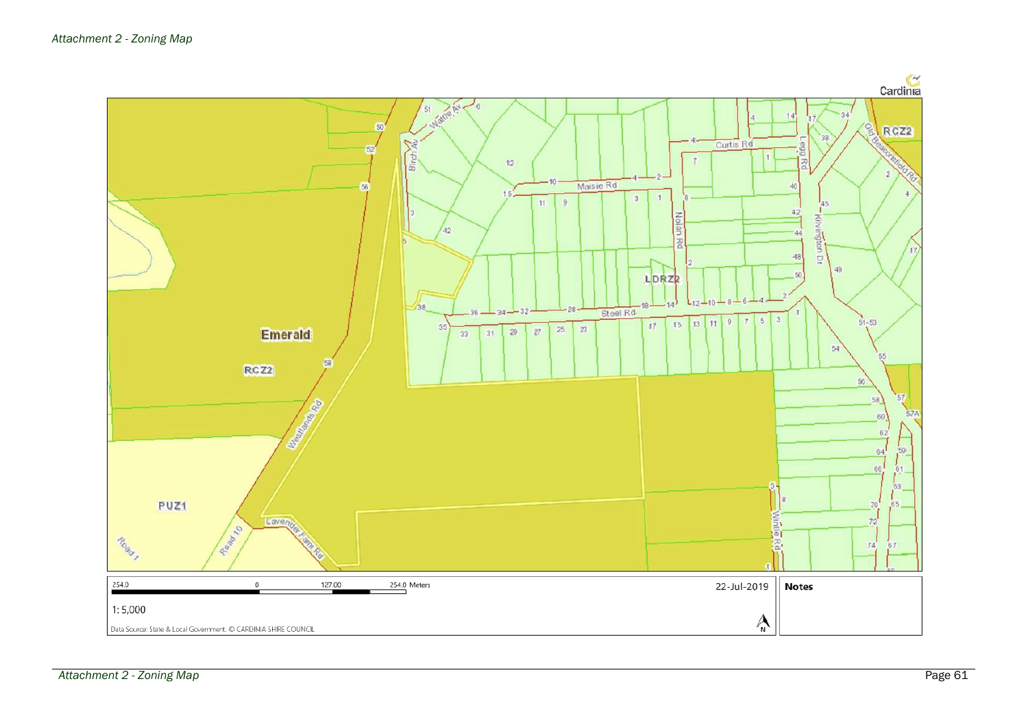# Attachment 2 - Zoning Map

Cardinia

Emerald

RCZ2

PUZ1

LDRZ2

RCZ2

254.0    0    127.00    254.0 Meters

1: 5,000

Data Source: State & Local Government. © CARDINIA SHIRE COUNCIL

22-Jul-2019

**Notes**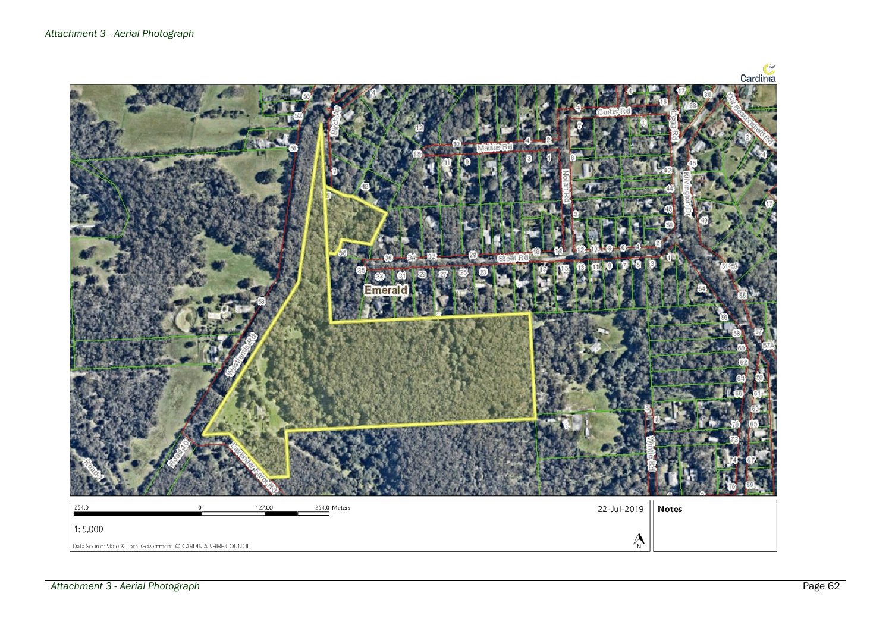*Attachment 3 - Aerial Photograph*

Cardinia

254.0 0 127.00 254.0 Meters

1: 5,000

Data Source: State & Local Government. © CARDINIA SHIRE COUNCIL

22-Jul-2019

**Notes**